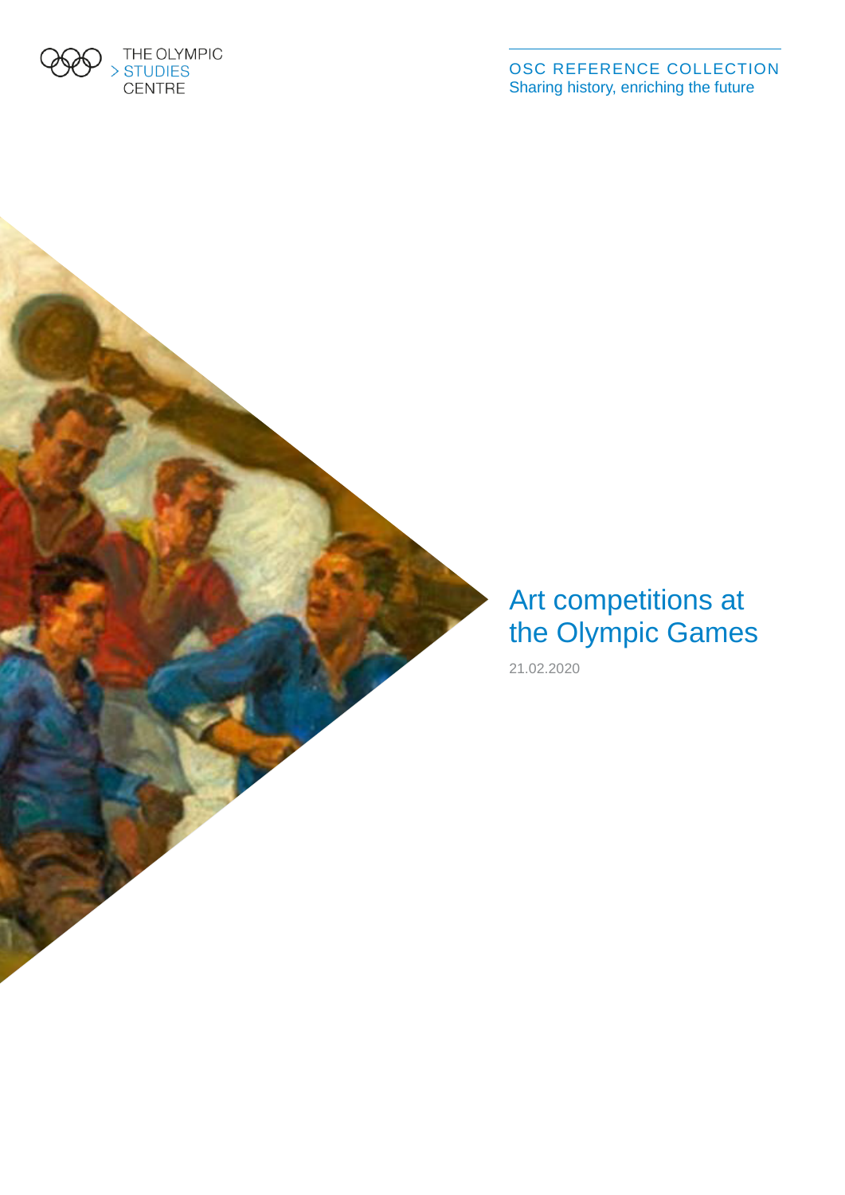THE OLYMPIC > STUDIES CENTRE

OSC REFERENCE COLLECTION
Sharing history, enriching the future

# Art competitions at the Olympic Games

21.02.2020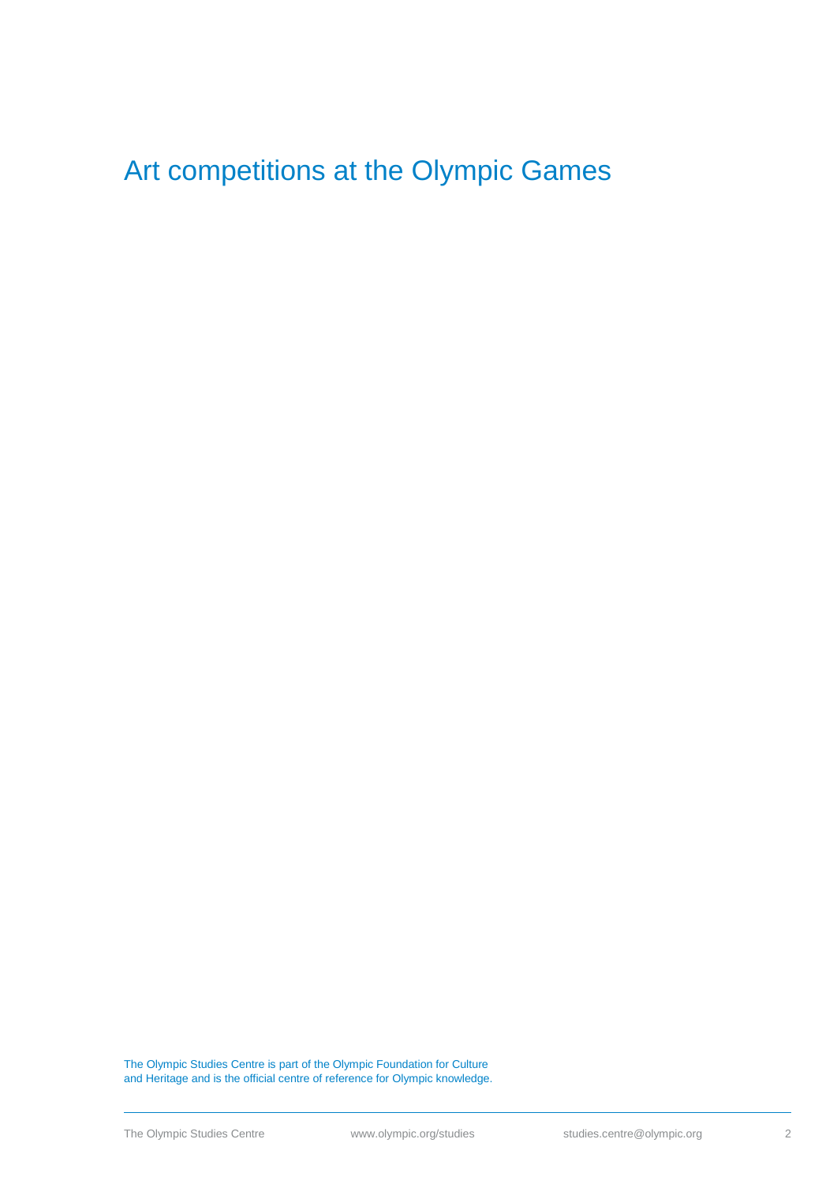# Art competitions at the Olympic Games

The Olympic Studies Centre is part of the Olympic Foundation for Culture and Heritage and is the official centre of reference for Olympic knowledge.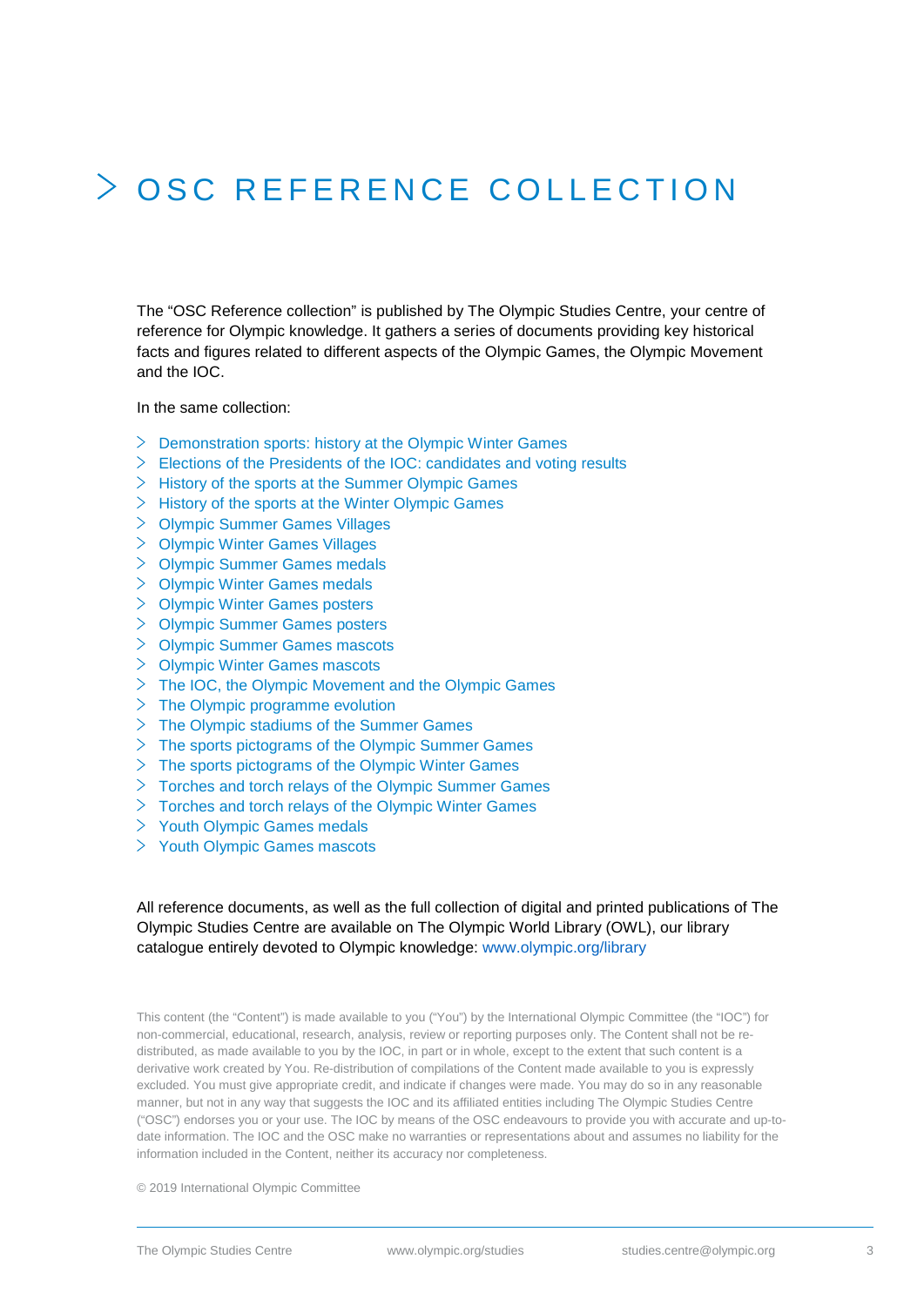# OSC REFERENCE COLLECTION

The "OSC Reference collection" is published by The Olympic Studies Centre, your centre of reference for Olympic knowledge. It gathers a series of documents providing key historical facts and figures related to different aspects of the Olympic Games, the Olympic Movement and the IOC.

In the same collection:

- Demonstration sports: history at the Olympic Winter Games
- Elections of the Presidents of the IOC: candidates and voting results
- History of the sports at the Summer Olympic Games
- History of the sports at the Winter Olympic Games
- Olympic Summer Games Villages
- Olympic Winter Games Villages
- Olympic Summer Games medals
- Olympic Winter Games medals
- Olympic Winter Games posters
- Olympic Summer Games posters
- Olympic Summer Games mascots
- Olympic Winter Games mascots
- The IOC, the Olympic Movement and the Olympic Games
- The Olympic programme evolution
- The Olympic stadiums of the Summer Games
- The sports pictograms of the Olympic Summer Games
- The sports pictograms of the Olympic Winter Games
- Torches and torch relays of the Olympic Summer Games
- Torches and torch relays of the Olympic Winter Games
- Youth Olympic Games medals
- Youth Olympic Games mascots

All reference documents, as well as the full collection of digital and printed publications of The Olympic Studies Centre are available on The Olympic World Library (OWL), our library catalogue entirely devoted to Olympic knowledge: www.olympic.org/library

This content (the "Content") is made available to you ("You") by the International Olympic Committee (the "IOC") for non-commercial, educational, research, analysis, review or reporting purposes only. The Content shall not be re-distributed, as made available to you by the IOC, in part or in whole, except to the extent that such content is a derivative work created by You. Re-distribution of compilations of the Content made available to you is expressly excluded. You must give appropriate credit, and indicate if changes were made. You may do so in any reasonable manner, but not in any way that suggests the IOC and its affiliated entities including The Olympic Studies Centre ("OSC") endorses you or your use. The IOC by means of the OSC endeavours to provide you with accurate and up-to-date information. The IOC and the OSC make no warranties or representations about and assumes no liability for the information included in the Content, neither its accuracy nor completeness.

© 2019 International Olympic Committee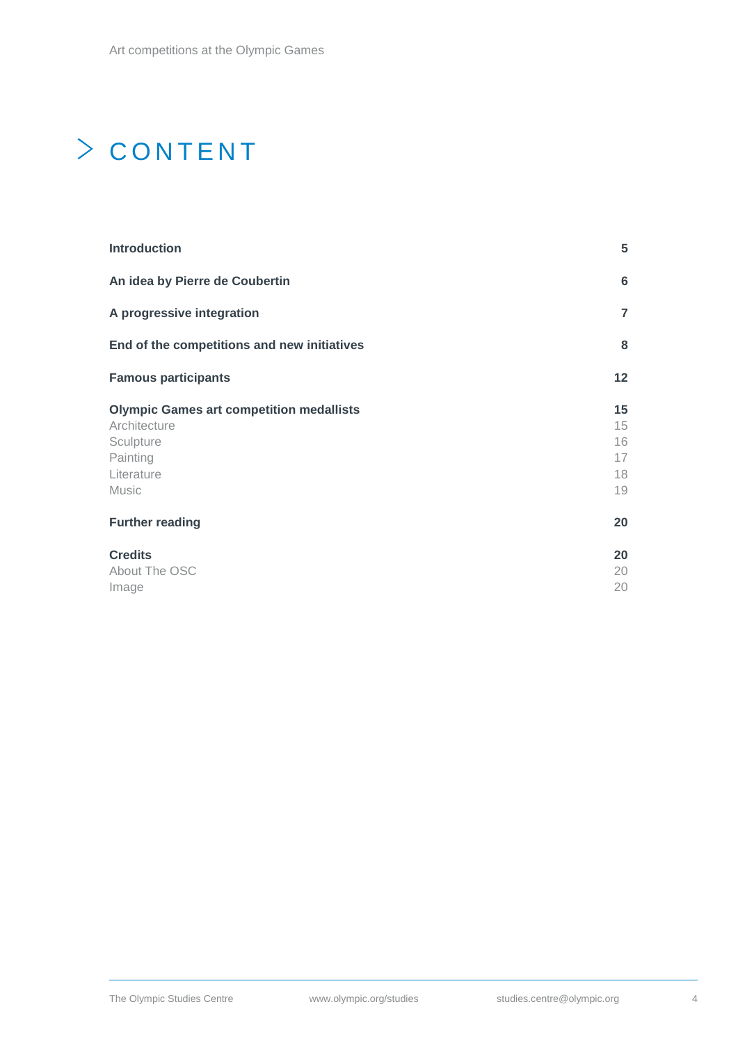# CONTENT

| | |
|---|---|
| **Introduction** | **5** |
| **An idea by Pierre de Coubertin** | **6** |
| **A progressive integration** | **7** |
| **End of the competitions and new initiatives** | **8** |
| **Famous participants** | **12** |
| **Olympic Games art competition medallists** | **15** |
| Architecture | 15 |
| Sculpture | 16 |
| Painting | 17 |
| Literature | 18 |
| Music | 19 |
| **Further reading** | **20** |
| **Credits** | **20** |
| About The OSC | 20 |
| Image | 20 |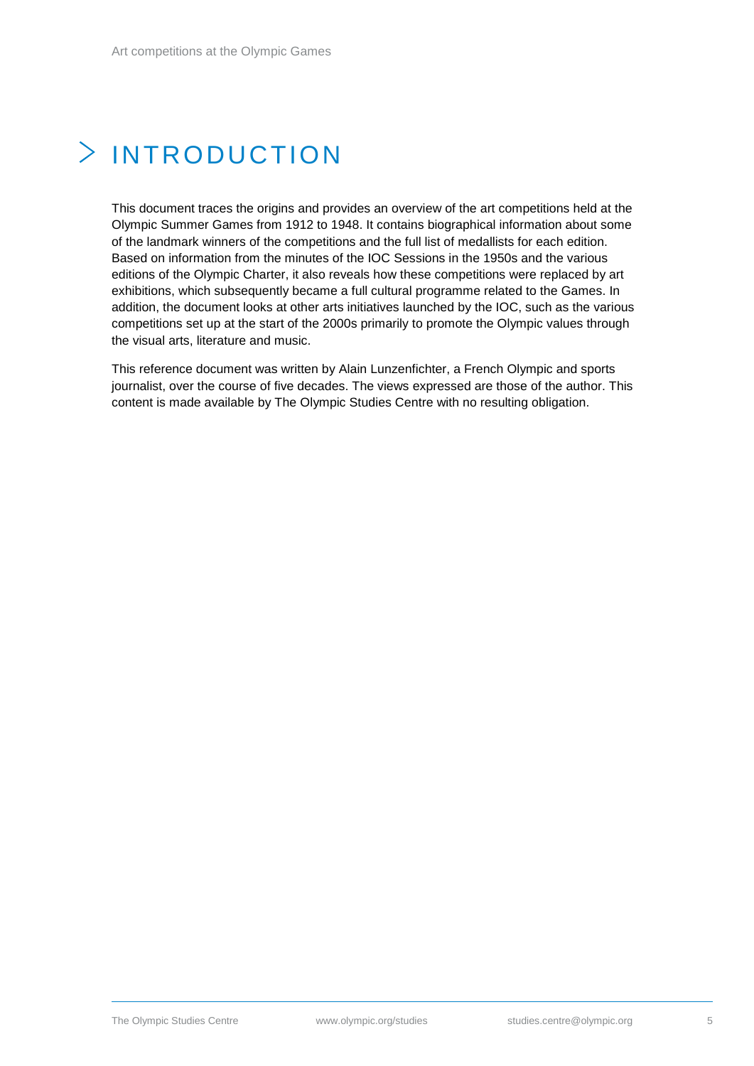# INTRODUCTION

This document traces the origins and provides an overview of the art competitions held at the Olympic Summer Games from 1912 to 1948. It contains biographical information about some of the landmark winners of the competitions and the full list of medallists for each edition. Based on information from the minutes of the IOC Sessions in the 1950s and the various editions of the Olympic Charter, it also reveals how these competitions were replaced by art exhibitions, which subsequently became a full cultural programme related to the Games. In addition, the document looks at other arts initiatives launched by the IOC, such as the various competitions set up at the start of the 2000s primarily to promote the Olympic values through the visual arts, literature and music.

This reference document was written by Alain Lunzenfichter, a French Olympic and sports journalist, over the course of five decades. The views expressed are those of the author. This content is made available by The Olympic Studies Centre with no resulting obligation.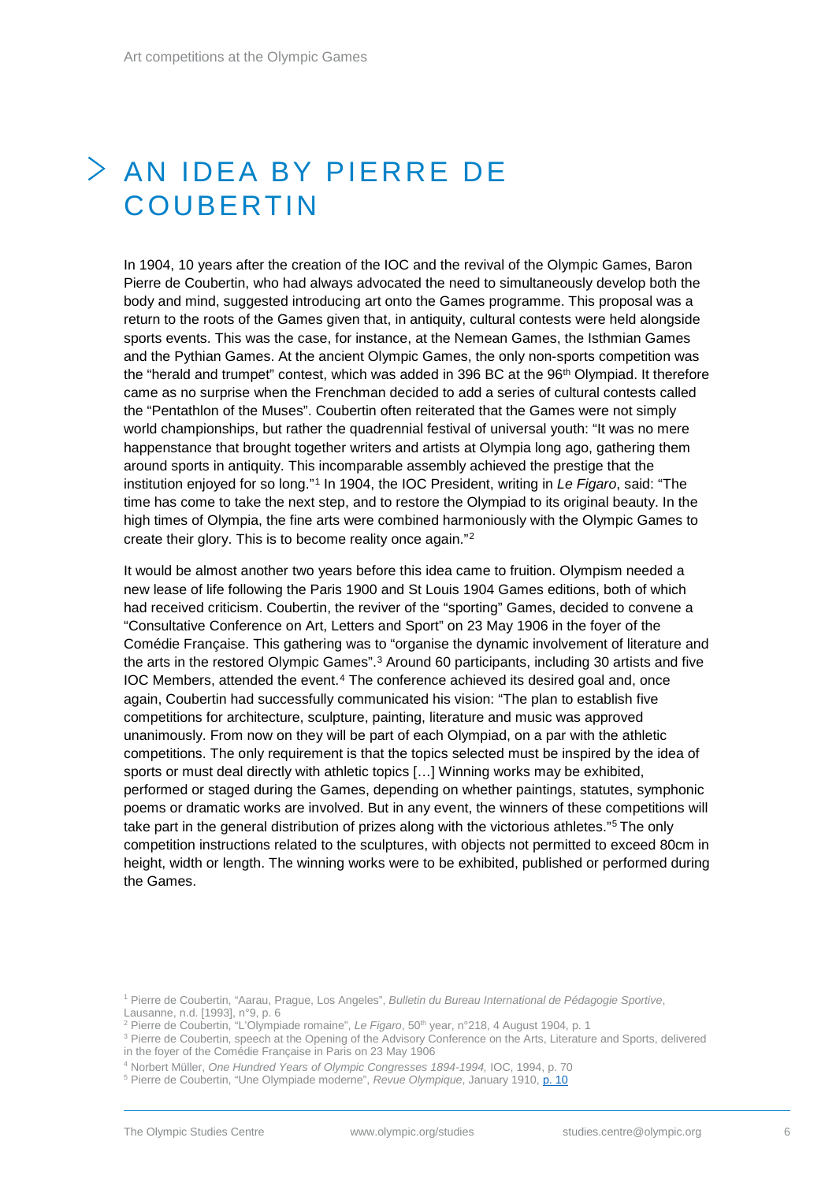# AN IDEA BY PIERRE DE COUBERTIN

In 1904, 10 years after the creation of the IOC and the revival of the Olympic Games, Baron Pierre de Coubertin, who had always advocated the need to simultaneously develop both the body and mind, suggested introducing art onto the Games programme. This proposal was a return to the roots of the Games given that, in antiquity, cultural contests were held alongside sports events. This was the case, for instance, at the Nemean Games, the Isthmian Games and the Pythian Games. At the ancient Olympic Games, the only non-sports competition was the "herald and trumpet" contest, which was added in 396 BC at the 96th Olympiad. It therefore came as no surprise when the Frenchman decided to add a series of cultural contests called the "Pentathlon of the Muses". Coubertin often reiterated that the Games were not simply world championships, but rather the quadrennial festival of universal youth: "It was no mere happenstance that brought together writers and artists at Olympia long ago, gathering them around sports in antiquity. This incomparable assembly achieved the prestige that the institution enjoyed for so long."[1] In 1904, the IOC President, writing in *Le Figaro*, said: "The time has come to take the next step, and to restore the Olympiad to its original beauty. In the high times of Olympia, the fine arts were combined harmoniously with the Olympic Games to create their glory. This is to become reality once again."[2]

It would be almost another two years before this idea came to fruition. Olympism needed a new lease of life following the Paris 1900 and St Louis 1904 Games editions, both of which had received criticism. Coubertin, the reviver of the "sporting" Games, decided to convene a "Consultative Conference on Art, Letters and Sport" on 23 May 1906 in the foyer of the Comédie Française. This gathering was to "organise the dynamic involvement of literature and the arts in the restored Olympic Games".[3] Around 60 participants, including 30 artists and five IOC Members, attended the event.[4] The conference achieved its desired goal and, once again, Coubertin had successfully communicated his vision: "The plan to establish five competitions for architecture, sculpture, painting, literature and music was approved unanimously. From now on they will be part of each Olympiad, on a par with the athletic competitions. The only requirement is that the topics selected must be inspired by the idea of sports or must deal directly with athletic topics […] Winning works may be exhibited, performed or staged during the Games, depending on whether paintings, statutes, symphonic poems or dramatic works are involved. But in any event, the winners of these competitions will take part in the general distribution of prizes along with the victorious athletes."[5] The only competition instructions related to the sculptures, with objects not permitted to exceed 80cm in height, width or length. The winning works were to be exhibited, published or performed during the Games.

[1] Pierre de Coubertin, "Aarau, Prague, Los Angeles", *Bulletin du Bureau International de Pédagogie Sportive*, Lausanne, n.d. [1993], n°9, p. 6

[2] Pierre de Coubertin, "L'Olympiade romaine", *Le Figaro*, 50th year, n°218, 4 August 1904, p. 1

[3] Pierre de Coubertin, speech at the Opening of the Advisory Conference on the Arts, Literature and Sports, delivered in the foyer of the Comédie Française in Paris on 23 May 1906

[4] Norbert Müller, *One Hundred Years of Olympic Congresses 1894-1994,* IOC, 1994, p. 70

[5] Pierre de Coubertin, "Une Olympiade moderne", *Revue Olympique*, January 1910, p. 10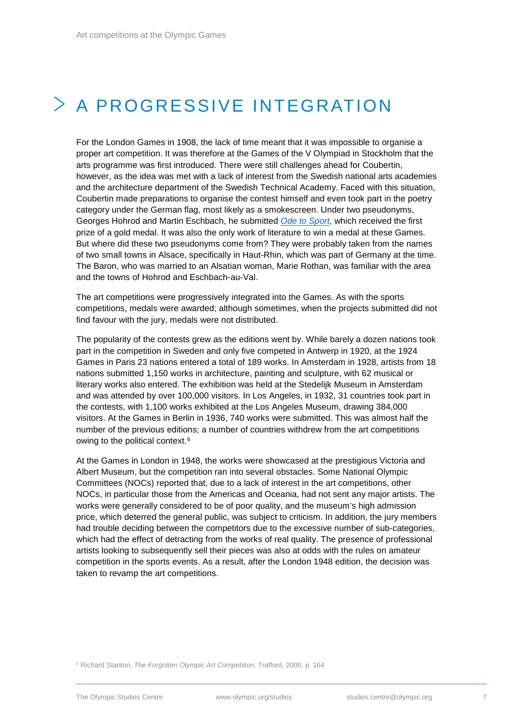# A PROGRESSIVE INTEGRATION

For the London Games in 1908, the lack of time meant that it was impossible to organise a proper art competition. It was therefore at the Games of the V Olympiad in Stockholm that the arts programme was first introduced. There were still challenges ahead for Coubertin, however, as the idea was met with a lack of interest from the Swedish national arts academies and the architecture department of the Swedish Technical Academy. Faced with this situation, Coubertin made preparations to organise the contest himself and even took part in the poetry category under the German flag, most likely as a smokescreen. Under two pseudonyms, Georges Hohrod and Martin Eschbach, he submitted *Ode to Sport,* which received the first prize of a gold medal. It was also the only work of literature to win a medal at these Games. But where did these two pseudonyms come from? They were probably taken from the names of two small towns in Alsace, specifically in Haut-Rhin, which was part of Germany at the time. The Baron, who was married to an Alsatian woman, Marie Rothan, was familiar with the area and the towns of Hohrod and Eschbach-au-Val.

The art competitions were progressively integrated into the Games. As with the sports competitions, medals were awarded; although sometimes, when the projects submitted did not find favour with the jury, medals were not distributed.

The popularity of the contests grew as the editions went by. While barely a dozen nations took part in the competition in Sweden and only five competed in Antwerp in 1920, at the 1924 Games in Paris 23 nations entered a total of 189 works. In Amsterdam in 1928, artists from 18 nations submitted 1,150 works in architecture, painting and sculpture, with 62 musical or literary works also entered. The exhibition was held at the Stedelijk Museum in Amsterdam and was attended by over 100,000 visitors. In Los Angeles, in 1932, 31 countries took part in the contests, with 1,100 works exhibited at the Los Angeles Museum, drawing 384,000 visitors. At the Games in Berlin in 1936, 740 works were submitted. This was almost half the number of the previous editions; a number of countries withdrew from the art competitions owing to the political context.[6]

At the Games in London in 1948, the works were showcased at the prestigious Victoria and Albert Museum, but the competition ran into several obstacles. Some National Olympic Committees (NOCs) reported that, due to a lack of interest in the art competitions, other NOCs, in particular those from the Americas and Oceania, had not sent any major artists. The works were generally considered to be of poor quality, and the museum's high admission price, which deterred the general public, was subject to criticism. In addition, the jury members had trouble deciding between the competitors due to the excessive number of sub-categories, which had the effect of detracting from the works of real quality. The presence of professional artists looking to subsequently sell their pieces was also at odds with the rules on amateur competition in the sports events. As a result, after the London 1948 edition, the decision was taken to revamp the art competitions.

[6] Richard Stanton, *The Forgotten Olympic Art Competition*, Trafford, 2000, p. 164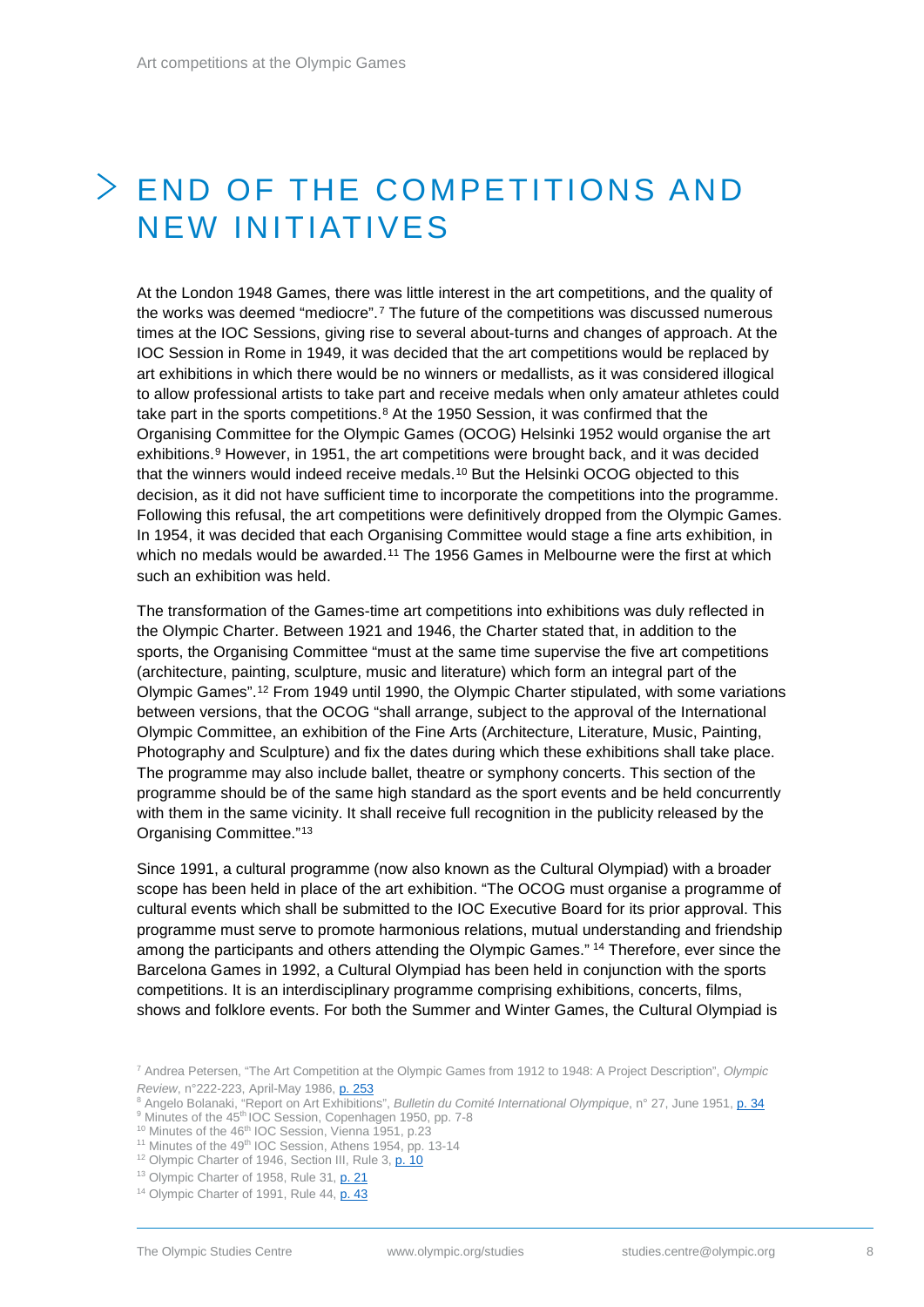# END OF THE COMPETITIONS AND NEW INITIATIVES

At the London 1948 Games, there was little interest in the art competitions, and the quality of the works was deemed "mediocre".[7] The future of the competitions was discussed numerous times at the IOC Sessions, giving rise to several about-turns and changes of approach. At the IOC Session in Rome in 1949, it was decided that the art competitions would be replaced by art exhibitions in which there would be no winners or medallists, as it was considered illogical to allow professional artists to take part and receive medals when only amateur athletes could take part in the sports competitions.[8] At the 1950 Session, it was confirmed that the Organising Committee for the Olympic Games (OCOG) Helsinki 1952 would organise the art exhibitions.[9] However, in 1951, the art competitions were brought back, and it was decided that the winners would indeed receive medals.[10] But the Helsinki OCOG objected to this decision, as it did not have sufficient time to incorporate the competitions into the programme. Following this refusal, the art competitions were definitively dropped from the Olympic Games. In 1954, it was decided that each Organising Committee would stage a fine arts exhibition, in which no medals would be awarded.[11] The 1956 Games in Melbourne were the first at which such an exhibition was held.

The transformation of the Games-time art competitions into exhibitions was duly reflected in the Olympic Charter. Between 1921 and 1946, the Charter stated that, in addition to the sports, the Organising Committee "must at the same time supervise the five art competitions (architecture, painting, sculpture, music and literature) which form an integral part of the Olympic Games".[12] From 1949 until 1990, the Olympic Charter stipulated, with some variations between versions, that the OCOG "shall arrange, subject to the approval of the International Olympic Committee, an exhibition of the Fine Arts (Architecture, Literature, Music, Painting, Photography and Sculpture) and fix the dates during which these exhibitions shall take place. The programme may also include ballet, theatre or symphony concerts. This section of the programme should be of the same high standard as the sport events and be held concurrently with them in the same vicinity. It shall receive full recognition in the publicity released by the Organising Committee."[13]

Since 1991, a cultural programme (now also known as the Cultural Olympiad) with a broader scope has been held in place of the art exhibition. "The OCOG must organise a programme of cultural events which shall be submitted to the IOC Executive Board for its prior approval. This programme must serve to promote harmonious relations, mutual understanding and friendship among the participants and others attending the Olympic Games." [14] Therefore, ever since the Barcelona Games in 1992, a Cultural Olympiad has been held in conjunction with the sports competitions. It is an interdisciplinary programme comprising exhibitions, concerts, films, shows and folklore events. For both the Summer and Winter Games, the Cultural Olympiad is

---

[7] Andrea Petersen, "The Art Competition at the Olympic Games from 1912 to 1948: A Project Description", *Olympic Review*, n°222-223, April-May 1986, p. 253

[8] Angelo Bolanaki, "Report on Art Exhibitions", *Bulletin du Comité International Olympique*, n° 27, June 1951, p. 34

[9] Minutes of the 45th IOC Session, Copenhagen 1950, pp. 7-8

[10] Minutes of the 46th IOC Session, Vienna 1951, p.23

[11] Minutes of the 49th IOC Session, Athens 1954, pp. 13-14

[12] Olympic Charter of 1946, Section III, Rule 3, p. 10

[13] Olympic Charter of 1958, Rule 31, p. 21

[14] Olympic Charter of 1991, Rule 44, p. 43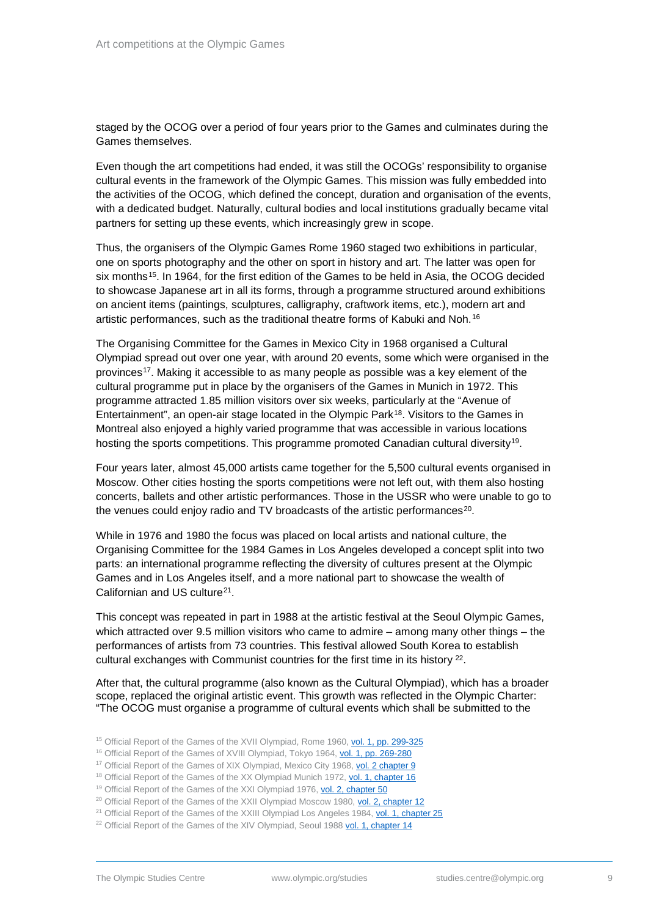staged by the OCOG over a period of four years prior to the Games and culminates during the Games themselves.

Even though the art competitions had ended, it was still the OCOGs' responsibility to organise cultural events in the framework of the Olympic Games. This mission was fully embedded into the activities of the OCOG, which defined the concept, duration and organisation of the events, with a dedicated budget. Naturally, cultural bodies and local institutions gradually became vital partners for setting up these events, which increasingly grew in scope.

Thus, the organisers of the Olympic Games Rome 1960 staged two exhibitions in particular, one on sports photography and the other on sport in history and art. The latter was open for six months[15]. In 1964, for the first edition of the Games to be held in Asia, the OCOG decided to showcase Japanese art in all its forms, through a programme structured around exhibitions on ancient items (paintings, sculptures, calligraphy, craftwork items, etc.), modern art and artistic performances, such as the traditional theatre forms of Kabuki and Noh.[16]

The Organising Committee for the Games in Mexico City in 1968 organised a Cultural Olympiad spread out over one year, with around 20 events, some which were organised in the provinces[17]. Making it accessible to as many people as possible was a key element of the cultural programme put in place by the organisers of the Games in Munich in 1972. This programme attracted 1.85 million visitors over six weeks, particularly at the "Avenue of Entertainment", an open-air stage located in the Olympic Park[18]. Visitors to the Games in Montreal also enjoyed a highly varied programme that was accessible in various locations hosting the sports competitions. This programme promoted Canadian cultural diversity[19].

Four years later, almost 45,000 artists came together for the 5,500 cultural events organised in Moscow. Other cities hosting the sports competitions were not left out, with them also hosting concerts, ballets and other artistic performances. Those in the USSR who were unable to go to the venues could enjoy radio and TV broadcasts of the artistic performances[20].

While in 1976 and 1980 the focus was placed on local artists and national culture, the Organising Committee for the 1984 Games in Los Angeles developed a concept split into two parts: an international programme reflecting the diversity of cultures present at the Olympic Games and in Los Angeles itself, and a more national part to showcase the wealth of Californian and US culture[21].

This concept was repeated in part in 1988 at the artistic festival at the Seoul Olympic Games, which attracted over 9.5 million visitors who came to admire – among many other things – the performances of artists from 73 countries. This festival allowed South Korea to establish cultural exchanges with Communist countries for the first time in its history [22].

After that, the cultural programme (also known as the Cultural Olympiad), which has a broader scope, replaced the original artistic event. This growth was reflected in the Olympic Charter: "The OCOG must organise a programme of cultural events which shall be submitted to the

[15] Official Report of the Games of the XVII Olympiad, Rome 1960, vol. 1, pp. 299-325

[16] Official Report of the Games of XVIII Olympiad, Tokyo 1964, vol. 1, pp. 269-280

[17] Official Report of the Games of XIX Olympiad, Mexico City 1968, vol. 2 chapter 9

[18] Official Report of the Games of the XX Olympiad Munich 1972, vol. 1, chapter 16

[19] Official Report of the Games of the XXI Olympiad 1976, vol. 2, chapter 50

[20] Official Report of the Games of the XXII Olympiad Moscow 1980, vol. 2, chapter 12

[21] Official Report of the Games of the XXIII Olympiad Los Angeles 1984, vol. 1, chapter 25

[22] Official Report of the Games of the XIV Olympiad, Seoul 1988 vol. 1, chapter 14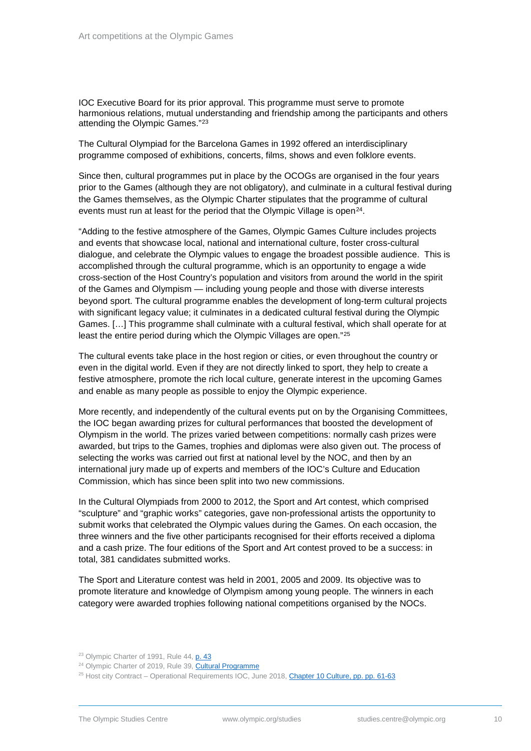IOC Executive Board for its prior approval. This programme must serve to promote harmonious relations, mutual understanding and friendship among the participants and others attending the Olympic Games."[23]

The Cultural Olympiad for the Barcelona Games in 1992 offered an interdisciplinary programme composed of exhibitions, concerts, films, shows and even folklore events.

Since then, cultural programmes put in place by the OCOGs are organised in the four years prior to the Games (although they are not obligatory), and culminate in a cultural festival during the Games themselves, as the Olympic Charter stipulates that the programme of cultural events must run at least for the period that the Olympic Village is open[24].

"Adding to the festive atmosphere of the Games, Olympic Games Culture includes projects and events that showcase local, national and international culture, foster cross-cultural dialogue, and celebrate the Olympic values to engage the broadest possible audience. This is accomplished through the cultural programme, which is an opportunity to engage a wide cross-section of the Host Country's population and visitors from around the world in the spirit of the Games and Olympism — including young people and those with diverse interests beyond sport. The cultural programme enables the development of long-term cultural projects with significant legacy value; it culminates in a dedicated cultural festival during the Olympic Games. […] This programme shall culminate with a cultural festival, which shall operate for at least the entire period during which the Olympic Villages are open."[25]

The cultural events take place in the host region or cities, or even throughout the country or even in the digital world. Even if they are not directly linked to sport, they help to create a festive atmosphere, promote the rich local culture, generate interest in the upcoming Games and enable as many people as possible to enjoy the Olympic experience.

More recently, and independently of the cultural events put on by the Organising Committees, the IOC began awarding prizes for cultural performances that boosted the development of Olympism in the world. The prizes varied between competitions: normally cash prizes were awarded, but trips to the Games, trophies and diplomas were also given out. The process of selecting the works was carried out first at national level by the NOC, and then by an international jury made up of experts and members of the IOC's Culture and Education Commission, which has since been split into two new commissions.

In the Cultural Olympiads from 2000 to 2012, the Sport and Art contest, which comprised "sculpture" and "graphic works" categories, gave non-professional artists the opportunity to submit works that celebrated the Olympic values during the Games. On each occasion, the three winners and the five other participants recognised for their efforts received a diploma and a cash prize. The four editions of the Sport and Art contest proved to be a success: in total, 381 candidates submitted works.

The Sport and Literature contest was held in 2001, 2005 and 2009. Its objective was to promote literature and knowledge of Olympism among young people. The winners in each category were awarded trophies following national competitions organised by the NOCs.

[23] Olympic Charter of 1991, Rule 44, p. 43

[24] Olympic Charter of 2019, Rule 39, Cultural Programme

[25] Host city Contract – Operational Requirements IOC, June 2018, Chapter 10 Culture, pp. pp. 61-63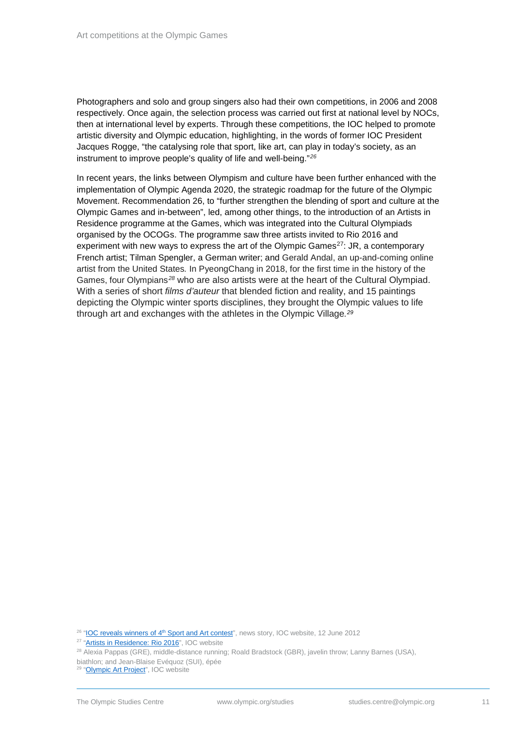Photographers and solo and group singers also had their own competitions, in 2006 and 2008 respectively. Once again, the selection process was carried out first at national level by NOCs, then at international level by experts. Through these competitions, the IOC helped to promote artistic diversity and Olympic education, highlighting, in the words of former IOC President Jacques Rogge, "the catalysing role that sport, like art, can play in today's society, as an instrument to improve people's quality of life and well-being."[26]

In recent years, the links between Olympism and culture have been further enhanced with the implementation of Olympic Agenda 2020, the strategic roadmap for the future of the Olympic Movement. Recommendation 26, to "further strengthen the blending of sport and culture at the Olympic Games and in-between", led, among other things, to the introduction of an Artists in Residence programme at the Games, which was integrated into the Cultural Olympiads organised by the OCOGs. The programme saw three artists invited to Rio 2016 and experiment with new ways to express the art of the Olympic Games[27]: JR, a contemporary French artist; Tilman Spengler, a German writer; and Gerald Andal, an up-and-coming online artist from the United States. In PyeongChang in 2018, for the first time in the history of the Games, four Olympians[28] who are also artists were at the heart of the Cultural Olympiad. With a series of short *films d'auteur* that blended fiction and reality, and 15 paintings depicting the Olympic winter sports disciplines, they brought the Olympic values to life through art and exchanges with the athletes in the Olympic Village.[29]

---

[26] "IOC reveals winners of 4th Sport and Art contest", news story, IOC website, 12 June 2012

[27] "Artists in Residence: Rio 2016", IOC website

[28] Alexia Pappas (GRE), middle-distance running; Roald Bradstock (GBR), javelin throw; Lanny Barnes (USA), biathlon; and Jean-Blaise Evéquoz (SUI), épée

[29] "Olympic Art Project", IOC website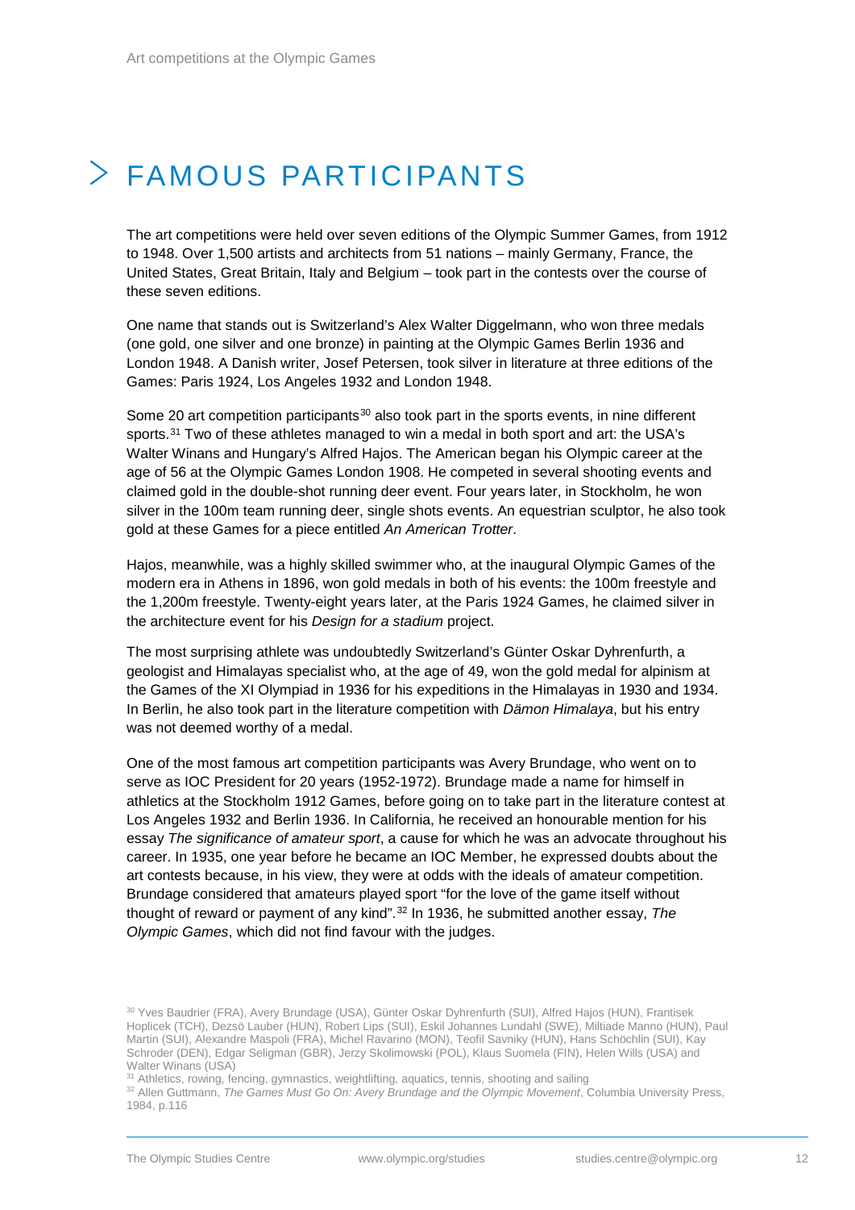# FAMOUS PARTICIPANTS

The art competitions were held over seven editions of the Olympic Summer Games, from 1912 to 1948. Over 1,500 artists and architects from 51 nations – mainly Germany, France, the United States, Great Britain, Italy and Belgium – took part in the contests over the course of these seven editions.

One name that stands out is Switzerland's Alex Walter Diggelmann, who won three medals (one gold, one silver and one bronze) in painting at the Olympic Games Berlin 1936 and London 1948. A Danish writer, Josef Petersen, took silver in literature at three editions of the Games: Paris 1924, Los Angeles 1932 and London 1948.

Some 20 art competition participants[30] also took part in the sports events, in nine different sports.[31] Two of these athletes managed to win a medal in both sport and art: the USA's Walter Winans and Hungary's Alfred Hajos. The American began his Olympic career at the age of 56 at the Olympic Games London 1908. He competed in several shooting events and claimed gold in the double-shot running deer event. Four years later, in Stockholm, he won silver in the 100m team running deer, single shots events. An equestrian sculptor, he also took gold at these Games for a piece entitled *An American Trotter*.

Hajos, meanwhile, was a highly skilled swimmer who, at the inaugural Olympic Games of the modern era in Athens in 1896, won gold medals in both of his events: the 100m freestyle and the 1,200m freestyle. Twenty-eight years later, at the Paris 1924 Games, he claimed silver in the architecture event for his *Design for a stadium* project.

The most surprising athlete was undoubtedly Switzerland's Günter Oskar Dyhrenfurth, a geologist and Himalayas specialist who, at the age of 49, won the gold medal for alpinism at the Games of the XI Olympiad in 1936 for his expeditions in the Himalayas in 1930 and 1934. In Berlin, he also took part in the literature competition with *Dämon Himalaya*, but his entry was not deemed worthy of a medal.

One of the most famous art competition participants was Avery Brundage, who went on to serve as IOC President for 20 years (1952-1972). Brundage made a name for himself in athletics at the Stockholm 1912 Games, before going on to take part in the literature contest at Los Angeles 1932 and Berlin 1936. In California, he received an honourable mention for his essay *The significance of amateur sport*, a cause for which he was an advocate throughout his career. In 1935, one year before he became an IOC Member, he expressed doubts about the art contests because, in his view, they were at odds with the ideals of amateur competition. Brundage considered that amateurs played sport "for the love of the game itself without thought of reward or payment of any kind".[32] In 1936, he submitted another essay, *The Olympic Games*, which did not find favour with the judges.

---

[30] Yves Baudrier (FRA), Avery Brundage (USA), Günter Oskar Dyhrenfurth (SUI), Alfred Hajos (HUN), Frantisek Hoplicek (TCH), Dezsö Lauber (HUN), Robert Lips (SUI), Eskil Johannes Lundahl (SWE), Miltiade Manno (HUN), Paul Martin (SUI), Alexandre Maspoli (FRA), Michel Ravarino (MON), Teofil Savniky (HUN), Hans Schöchlin (SUI), Kay Schroder (DEN), Edgar Seligman (GBR), Jerzy Skolimowski (POL), Klaus Suomela (FIN), Helen Wills (USA) and Walter Winans (USA)

[31] Athletics, rowing, fencing, gymnastics, weightlifting, aquatics, tennis, shooting and sailing

[32] Allen Guttmann, *The Games Must Go On: Avery Brundage and the Olympic Movement*, Columbia University Press, 1984, p.116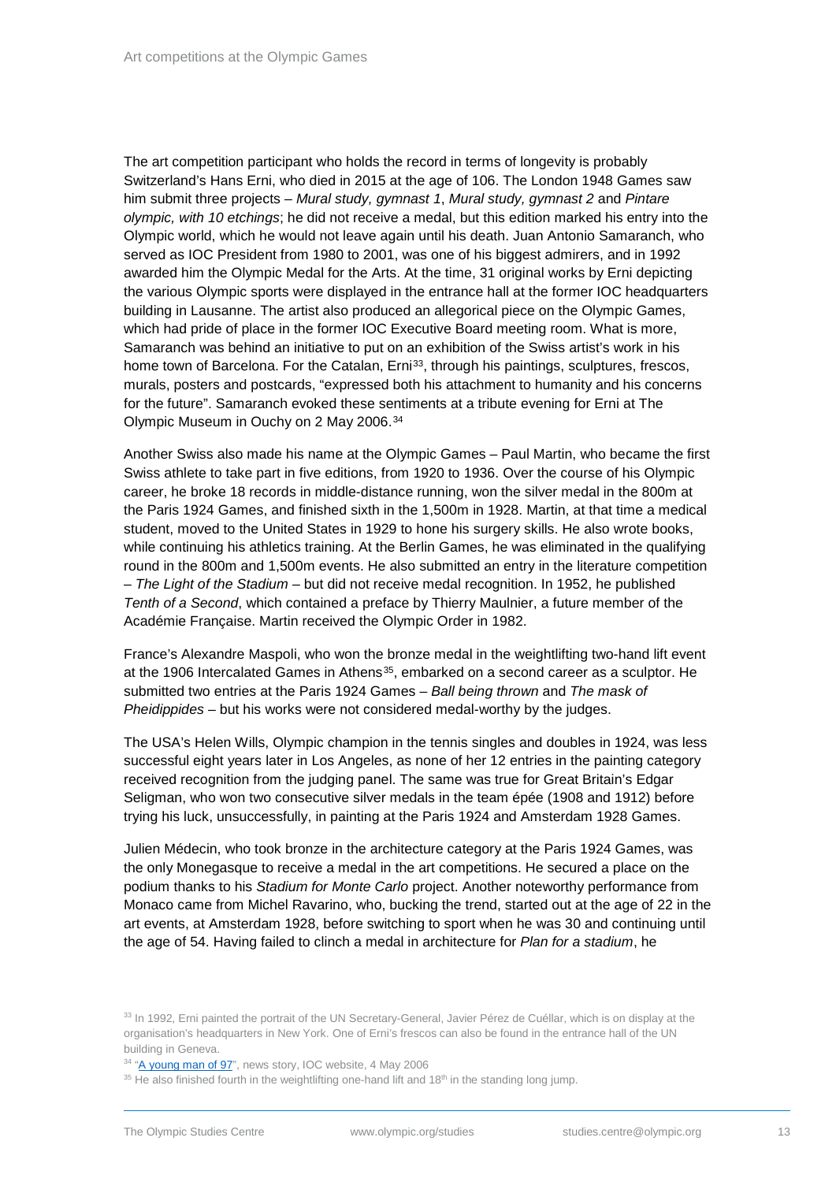The art competition participant who holds the record in terms of longevity is probably Switzerland's Hans Erni, who died in 2015 at the age of 106. The London 1948 Games saw him submit three projects – *Mural study, gymnast 1*, *Mural study, gymnast 2* and *Pintare olympic, with 10 etchings*; he did not receive a medal, but this edition marked his entry into the Olympic world, which he would not leave again until his death. Juan Antonio Samaranch, who served as IOC President from 1980 to 2001, was one of his biggest admirers, and in 1992 awarded him the Olympic Medal for the Arts. At the time, 31 original works by Erni depicting the various Olympic sports were displayed in the entrance hall at the former IOC headquarters building in Lausanne. The artist also produced an allegorical piece on the Olympic Games, which had pride of place in the former IOC Executive Board meeting room. What is more, Samaranch was behind an initiative to put on an exhibition of the Swiss artist's work in his home town of Barcelona. For the Catalan, Erni[33], through his paintings, sculptures, frescos, murals, posters and postcards, "expressed both his attachment to humanity and his concerns for the future". Samaranch evoked these sentiments at a tribute evening for Erni at The Olympic Museum in Ouchy on 2 May 2006.[34]

Another Swiss also made his name at the Olympic Games – Paul Martin, who became the first Swiss athlete to take part in five editions, from 1920 to 1936. Over the course of his Olympic career, he broke 18 records in middle-distance running, won the silver medal in the 800m at the Paris 1924 Games, and finished sixth in the 1,500m in 1928. Martin, at that time a medical student, moved to the United States in 1929 to hone his surgery skills. He also wrote books, while continuing his athletics training. At the Berlin Games, he was eliminated in the qualifying round in the 800m and 1,500m events. He also submitted an entry in the literature competition – *The Light of the Stadium* – but did not receive medal recognition. In 1952, he published *Tenth of a Second*, which contained a preface by Thierry Maulnier, a future member of the Académie Française. Martin received the Olympic Order in 1982.

France's Alexandre Maspoli, who won the bronze medal in the weightlifting two-hand lift event at the 1906 Intercalated Games in Athens[35], embarked on a second career as a sculptor. He submitted two entries at the Paris 1924 Games – *Ball being thrown* and *The mask of Pheidippides* – but his works were not considered medal-worthy by the judges.

The USA's Helen Wills, Olympic champion in the tennis singles and doubles in 1924, was less successful eight years later in Los Angeles, as none of her 12 entries in the painting category received recognition from the judging panel. The same was true for Great Britain's Edgar Seligman, who won two consecutive silver medals in the team épée (1908 and 1912) before trying his luck, unsuccessfully, in painting at the Paris 1924 and Amsterdam 1928 Games.

Julien Médecin, who took bronze in the architecture category at the Paris 1924 Games, was the only Monegasque to receive a medal in the art competitions. He secured a place on the podium thanks to his *Stadium for Monte Carlo* project. Another noteworthy performance from Monaco came from Michel Ravarino, who, bucking the trend, started out at the age of 22 in the art events, at Amsterdam 1928, before switching to sport when he was 30 and continuing until the age of 54. Having failed to clinch a medal in architecture for *Plan for a stadium*, he

---

[33] In 1992, Erni painted the portrait of the UN Secretary-General, Javier Pérez de Cuéllar, which is on display at the organisation's headquarters in New York. One of Erni's frescos can also be found in the entrance hall of the UN building in Geneva.

[34] "A young man of 97", news story, IOC website, 4 May 2006

[35] He also finished fourth in the weightlifting one-hand lift and 18th in the standing long jump.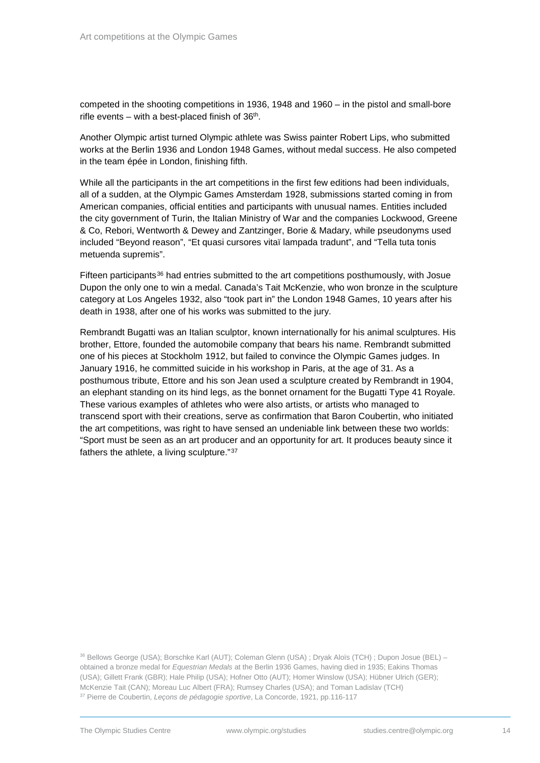competed in the shooting competitions in 1936, 1948 and 1960 – in the pistol and small-bore rifle events – with a best-placed finish of 36th.

Another Olympic artist turned Olympic athlete was Swiss painter Robert Lips, who submitted works at the Berlin 1936 and London 1948 Games, without medal success. He also competed in the team épée in London, finishing fifth.

While all the participants in the art competitions in the first few editions had been individuals, all of a sudden, at the Olympic Games Amsterdam 1928, submissions started coming in from American companies, official entities and participants with unusual names. Entities included the city government of Turin, the Italian Ministry of War and the companies Lockwood, Greene & Co, Rebori, Wentworth & Dewey and Zantzinger, Borie & Madary, while pseudonyms used included "Beyond reason", "Et quasi cursores vitaï lampada tradunt", and "Tella tuta tonis metuenda supremis".

Fifteen participants[36] had entries submitted to the art competitions posthumously, with Josue Dupon the only one to win a medal. Canada's Tait McKenzie, who won bronze in the sculpture category at Los Angeles 1932, also "took part in" the London 1948 Games, 10 years after his death in 1938, after one of his works was submitted to the jury.

Rembrandt Bugatti was an Italian sculptor, known internationally for his animal sculptures. His brother, Ettore, founded the automobile company that bears his name. Rembrandt submitted one of his pieces at Stockholm 1912, but failed to convince the Olympic Games judges. In January 1916, he committed suicide in his workshop in Paris, at the age of 31. As a posthumous tribute, Ettore and his son Jean used a sculpture created by Rembrandt in 1904, an elephant standing on its hind legs, as the bonnet ornament for the Bugatti Type 41 Royale. These various examples of athletes who were also artists, or artists who managed to transcend sport with their creations, serve as confirmation that Baron Coubertin, who initiated the art competitions, was right to have sensed an undeniable link between these two worlds: "Sport must be seen as an art producer and an opportunity for art. It produces beauty since it fathers the athlete, a living sculpture."[37]

[36] Bellows George (USA); Borschke Karl (AUT); Coleman Glenn (USA) ; Dryak Aloïs (TCH) ; Dupon Josue (BEL) – obtained a bronze medal for *Equestrian Medals* at the Berlin 1936 Games, having died in 1935; Eakins Thomas (USA); Gillett Frank (GBR); Hale Philip (USA); Hofner Otto (AUT); Homer Winslow (USA); Hübner Ulrich (GER); McKenzie Tait (CAN); Moreau Luc Albert (FRA); Rumsey Charles (USA); and Toman Ladislav (TCH)

[37] Pierre de Coubertin, *Leçons de pédagogie sportive*, La Concorde, 1921, pp.116-117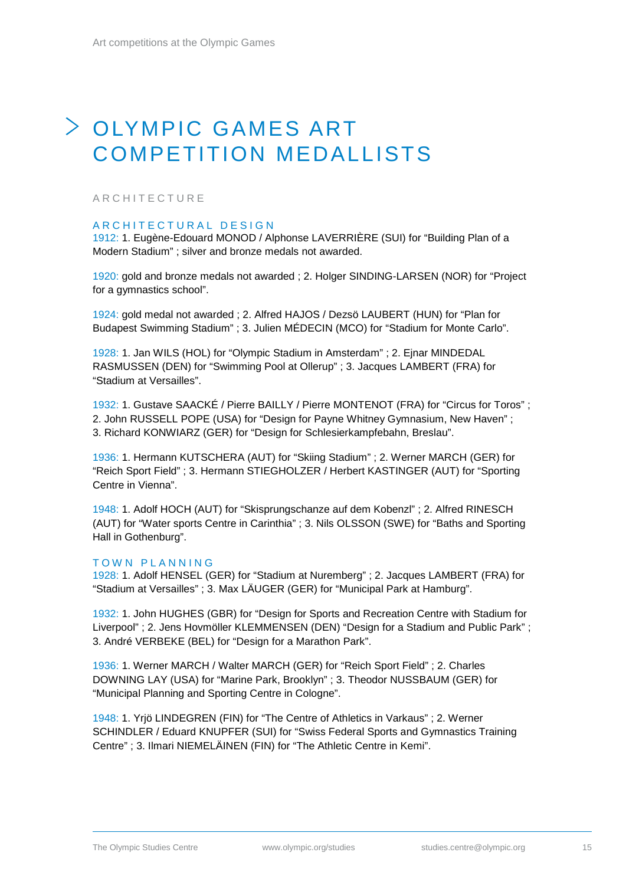# OLYMPIC GAMES ART COMPETITION MEDALLISTS

## ARCHITECTURE

### ARCHITECTURAL DESIGN

1912: 1. Eugène-Edouard MONOD / Alphonse LAVERRIÈRE (SUI) for "Building Plan of a Modern Stadium" ; silver and bronze medals not awarded.

1920: gold and bronze medals not awarded ; 2. Holger SINDING-LARSEN (NOR) for "Project for a gymnastics school".

1924: gold medal not awarded ; 2. Alfred HAJOS / Dezsö LAUBERT (HUN) for "Plan for Budapest Swimming Stadium" ; 3. Julien MÉDECIN (MCO) for "Stadium for Monte Carlo".

1928: 1. Jan WILS (HOL) for "Olympic Stadium in Amsterdam" ; 2. Ejnar MINDEDAL RASMUSSEN (DEN) for "Swimming Pool at Ollerup" ; 3. Jacques LAMBERT (FRA) for "Stadium at Versailles".

1932: 1. Gustave SAACKÉ / Pierre BAILLY / Pierre MONTENOT (FRA) for "Circus for Toros" ; 2. John RUSSELL POPE (USA) for "Design for Payne Whitney Gymnasium, New Haven" ; 3. Richard KONWIARZ (GER) for "Design for Schlesierkampfebahn, Breslau".

1936: 1. Hermann KUTSCHERA (AUT) for "Skiing Stadium" ; 2. Werner MARCH (GER) for "Reich Sport Field" ; 3. Hermann STIEGHOLZER / Herbert KASTINGER (AUT) for "Sporting Centre in Vienna".

1948: 1. Adolf HOCH (AUT) for "Skisprungschanze auf dem Kobenzl" ; 2. Alfred RINESCH (AUT) for "Water sports Centre in Carinthia" ; 3. Nils OLSSON (SWE) for "Baths and Sporting Hall in Gothenburg".

### TOWN PLANNING

1928: 1. Adolf HENSEL (GER) for "Stadium at Nuremberg" ; 2. Jacques LAMBERT (FRA) for "Stadium at Versailles" ; 3. Max LÄUGER (GER) for "Municipal Park at Hamburg".

1932: 1. John HUGHES (GBR) for "Design for Sports and Recreation Centre with Stadium for Liverpool" ; 2. Jens Hovmöller KLEMMENSEN (DEN) "Design for a Stadium and Public Park" ; 3. André VERBEKE (BEL) for "Design for a Marathon Park".

1936: 1. Werner MARCH / Walter MARCH (GER) for "Reich Sport Field" ; 2. Charles DOWNING LAY (USA) for "Marine Park, Brooklyn" ; 3. Theodor NUSSBAUM (GER) for "Municipal Planning and Sporting Centre in Cologne".

1948: 1. Yrjö LINDEGREN (FIN) for "The Centre of Athletics in Varkaus" ; 2. Werner SCHINDLER / Eduard KNUPFER (SUI) for "Swiss Federal Sports and Gymnastics Training Centre" ; 3. Ilmari NIEMELÄINEN (FIN) for "The Athletic Centre in Kemi".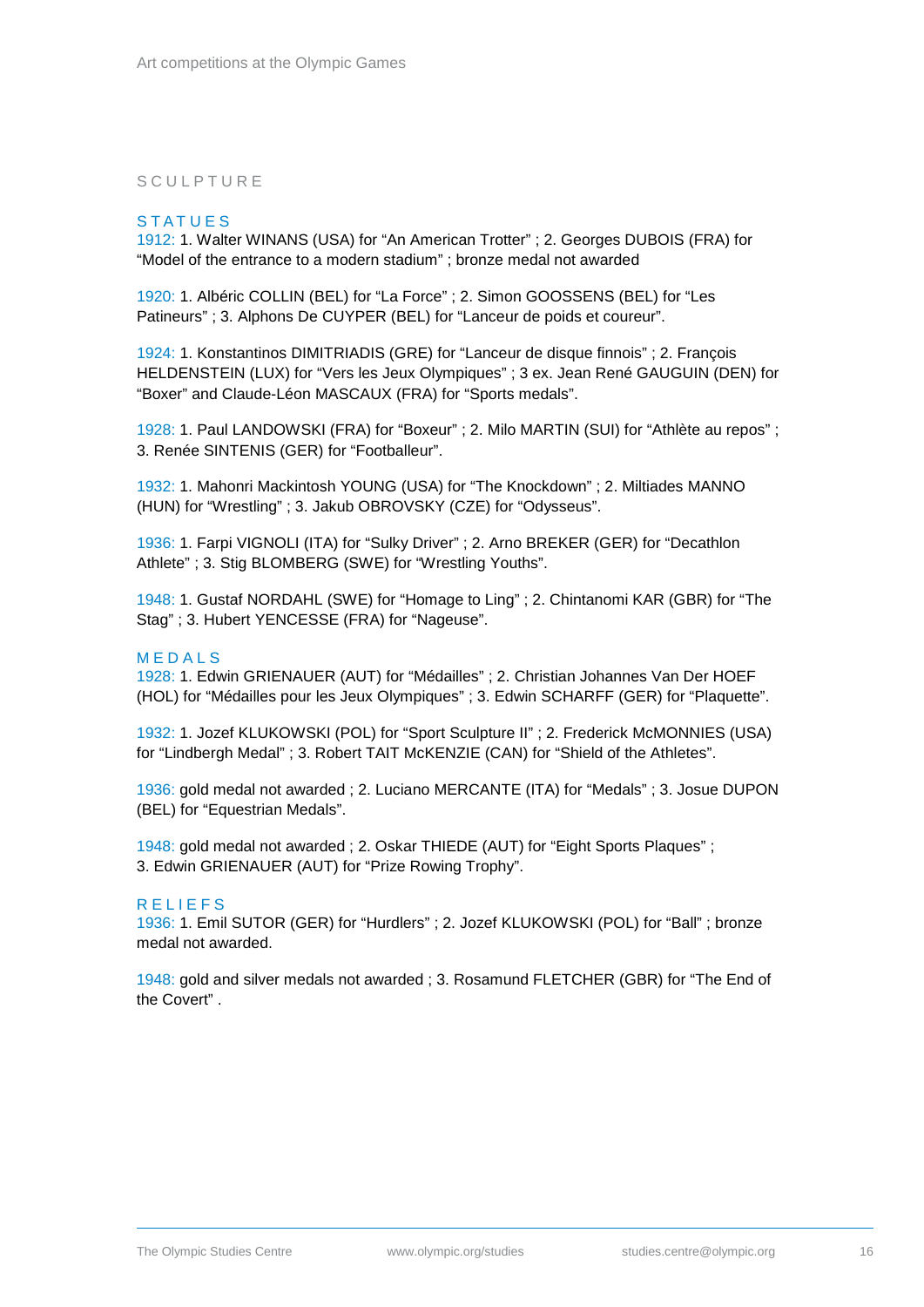## SCULPTURE

### STATUES

1912: 1. Walter WINANS (USA) for "An American Trotter" ; 2. Georges DUBOIS (FRA) for "Model of the entrance to a modern stadium" ; bronze medal not awarded

1920: 1. Albéric COLLIN (BEL) for "La Force" ; 2. Simon GOOSSENS (BEL) for "Les Patineurs" ; 3. Alphons De CUYPER (BEL) for "Lanceur de poids et coureur".

1924: 1. Konstantinos DIMITRIADIS (GRE) for "Lanceur de disque finnois" ; 2. François HELDENSTEIN (LUX) for "Vers les Jeux Olympiques" ; 3 ex. Jean René GAUGUIN (DEN) for "Boxer" and Claude-Léon MASCAUX (FRA) for "Sports medals".

1928: 1. Paul LANDOWSKI (FRA) for "Boxeur" ; 2. Milo MARTIN (SUI) for "Athlète au repos" ; 3. Renée SINTENIS (GER) for "Footballeur".

1932: 1. Mahonri Mackintosh YOUNG (USA) for "The Knockdown" ; 2. Miltiades MANNO (HUN) for "Wrestling" ; 3. Jakub OBROVSKY (CZE) for "Odysseus".

1936: 1. Farpi VIGNOLI (ITA) for "Sulky Driver" ; 2. Arno BREKER (GER) for "Decathlon Athlete" ; 3. Stig BLOMBERG (SWE) for "Wrestling Youths".

1948: 1. Gustaf NORDAHL (SWE) for "Homage to Ling" ; 2. Chintanomi KAR (GBR) for "The Stag" ; 3. Hubert YENCESSE (FRA) for "Nageuse".

### MEDALS

1928: 1. Edwin GRIENAUER (AUT) for "Médailles" ; 2. Christian Johannes Van Der HOEF (HOL) for "Médailles pour les Jeux Olympiques" ; 3. Edwin SCHARFF (GER) for "Plaquette".

1932: 1. Jozef KLUKOWSKI (POL) for "Sport Sculpture II" ; 2. Frederick McMONNIES (USA) for "Lindbergh Medal" ; 3. Robert TAIT McKENZIE (CAN) for "Shield of the Athletes".

1936: gold medal not awarded ; 2. Luciano MERCANTE (ITA) for "Medals" ; 3. Josue DUPON (BEL) for "Equestrian Medals".

1948: gold medal not awarded ; 2. Oskar THIEDE (AUT) for "Eight Sports Plaques" ; 3. Edwin GRIENAUER (AUT) for "Prize Rowing Trophy".

### RELIEFS

1936: 1. Emil SUTOR (GER) for "Hurdlers" ; 2. Jozef KLUKOWSKI (POL) for "Ball" ; bronze medal not awarded.

1948: gold and silver medals not awarded ; 3. Rosamund FLETCHER (GBR) for "The End of the Covert" .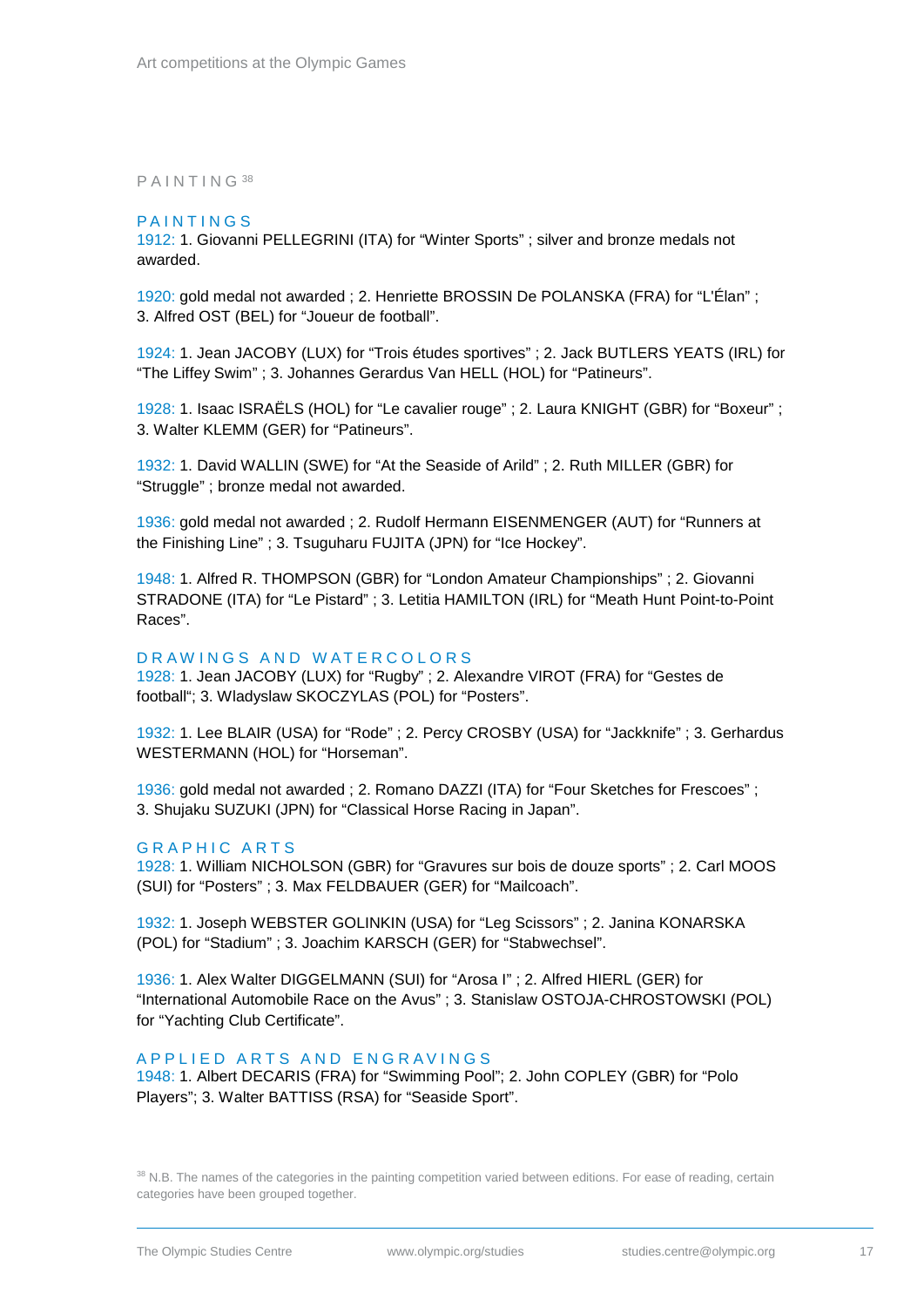## PAINTING[38]

### PAINTINGS

1912: 1. Giovanni PELLEGRINI (ITA) for “Winter Sports” ; silver and bronze medals not awarded.

1920: gold medal not awarded ; 2. Henriette BROSSIN De POLANSKA (FRA) for “L'Élan” ; 3. Alfred OST (BEL) for “Joueur de football”.

1924: 1. Jean JACOBY (LUX) for “Trois études sportives” ; 2. Jack BUTLERS YEATS (IRL) for “The Liffey Swim” ; 3. Johannes Gerardus Van HELL (HOL) for “Patineurs”.

1928: 1. Isaac ISRAËLS (HOL) for “Le cavalier rouge” ; 2. Laura KNIGHT (GBR) for “Boxeur” ; 3. Walter KLEMM (GER) for “Patineurs”.

1932: 1. David WALLIN (SWE) for “At the Seaside of Arild” ; 2. Ruth MILLER (GBR) for “Struggle” ; bronze medal not awarded.

1936: gold medal not awarded ; 2. Rudolf Hermann EISENMENGER (AUT) for “Runners at the Finishing Line” ; 3. Tsuguharu FUJITA (JPN) for “Ice Hockey”.

1948: 1. Alfred R. THOMPSON (GBR) for “London Amateur Championships” ; 2. Giovanni STRADONE (ITA) for “Le Pistard” ; 3. Letitia HAMILTON (IRL) for “Meath Hunt Point-to-Point Races”.

### DRAWINGS AND WATERCOLORS

1928: 1. Jean JACOBY (LUX) for “Rugby” ; 2. Alexandre VIROT (FRA) for “Gestes de football“; 3. Wladyslaw SKOCZYLAS (POL) for “Posters”.

1932: 1. Lee BLAIR (USA) for “Rode” ; 2. Percy CROSBY (USA) for “Jackknife” ; 3. Gerhardus WESTERMANN (HOL) for “Horseman”.

1936: gold medal not awarded ; 2. Romano DAZZI (ITA) for “Four Sketches for Frescoes” ; 3. Shujaku SUZUKI (JPN) for “Classical Horse Racing in Japan”.

### GRAPHIC ARTS

1928: 1. William NICHOLSON (GBR) for “Gravures sur bois de douze sports” ; 2. Carl MOOS (SUI) for “Posters” ; 3. Max FELDBAUER (GER) for “Mailcoach”.

1932: 1. Joseph WEBSTER GOLINKIN (USA) for “Leg Scissors” ; 2. Janina KONARSKA (POL) for “Stadium” ; 3. Joachim KARSCH (GER) for “Stabwechsel”.

1936: 1. Alex Walter DIGGELMANN (SUI) for “Arosa I” ; 2. Alfred HIERL (GER) for “International Automobile Race on the Avus” ; 3. Stanislaw OSTOJA-CHROSTOWSKI (POL) for “Yachting Club Certificate”.

### APPLIED ARTS AND ENGRAVINGS

1948: 1. Albert DECARIS (FRA) for “Swimming Pool”; 2. John COPLEY (GBR) for “Polo Players”; 3. Walter BATTISS (RSA) for “Seaside Sport”.

[38] N.B. The names of the categories in the painting competition varied between editions. For ease of reading, certain categories have been grouped together.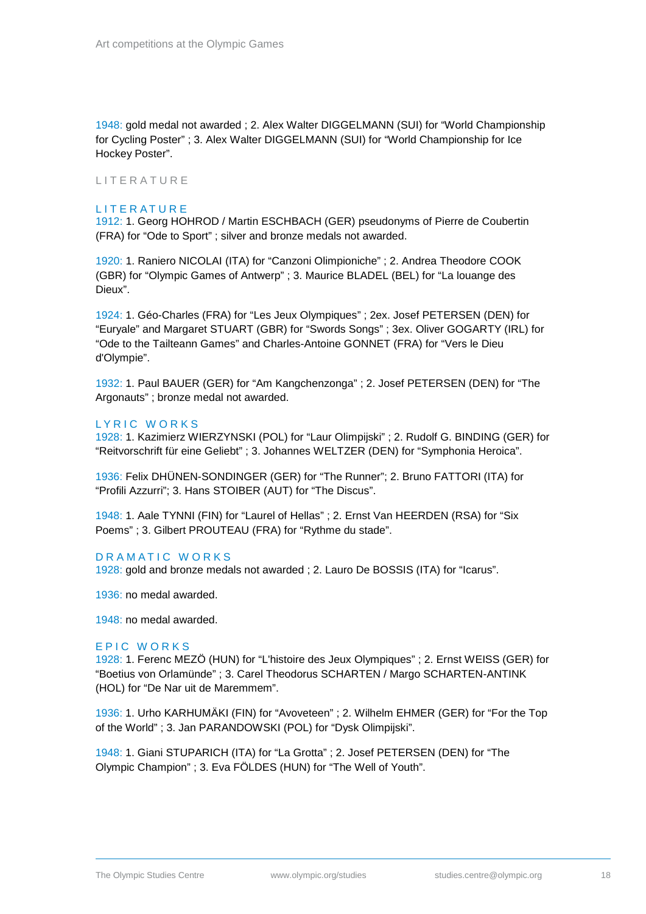1948: gold medal not awarded ; 2. Alex Walter DIGGELMANN (SUI) for "World Championship for Cycling Poster" ; 3. Alex Walter DIGGELMANN (SUI) for "World Championship for Ice Hockey Poster".

## LITERATURE

### LITERATURE

1912: 1. Georg HOHROD / Martin ESCHBACH (GER) pseudonyms of Pierre de Coubertin (FRA) for "Ode to Sport" ; silver and bronze medals not awarded.

1920: 1. Raniero NICOLAI (ITA) for "Canzoni Olimpioniche" ; 2. Andrea Theodore COOK (GBR) for "Olympic Games of Antwerp" ; 3. Maurice BLADEL (BEL) for "La louange des Dieux".

1924: 1. Géo-Charles (FRA) for "Les Jeux Olympiques" ; 2ex. Josef PETERSEN (DEN) for "Euryale" and Margaret STUART (GBR) for "Swords Songs" ; 3ex. Oliver GOGARTY (IRL) for "Ode to the Tailteann Games" and Charles-Antoine GONNET (FRA) for "Vers le Dieu d'Olympie".

1932: 1. Paul BAUER (GER) for "Am Kangchenzonga" ; 2. Josef PETERSEN (DEN) for "The Argonauts" ; bronze medal not awarded.

### LYRIC WORKS

1928: 1. Kazimierz WIERZYNSKI (POL) for "Laur Olimpijski" ; 2. Rudolf G. BINDING (GER) for "Reitvorschrift für eine Geliebt" ; 3. Johannes WELTZER (DEN) for "Symphonia Heroica".

1936: Felix DHÜNEN-SONDINGER (GER) for "The Runner"; 2. Bruno FATTORI (ITA) for "Profili Azzurri"; 3. Hans STOIBER (AUT) for "The Discus".

1948: 1. Aale TYNNI (FIN) for "Laurel of Hellas" ; 2. Ernst Van HEERDEN (RSA) for "Six Poems" ; 3. Gilbert PROUTEAU (FRA) for "Rythme du stade".

### DRAMATIC WORKS

1928: gold and bronze medals not awarded ; 2. Lauro De BOSSIS (ITA) for "Icarus".

1936: no medal awarded.

1948: no medal awarded.

### EPIC WORKS

1928: 1. Ferenc MEZÖ (HUN) for "L'histoire des Jeux Olympiques" ; 2. Ernst WEISS (GER) for "Boetius von Orlamünde" ; 3. Carel Theodorus SCHARTEN / Margo SCHARTEN-ANTINK (HOL) for "De Nar uit de Maremmem".

1936: 1. Urho KARHUMÄKI (FIN) for "Avoveteen" ; 2. Wilhelm EHMER (GER) for "For the Top of the World" ; 3. Jan PARANDOWSKI (POL) for "Dysk Olimpijski".

1948: 1. Giani STUPARICH (ITA) for "La Grotta" ; 2. Josef PETERSEN (DEN) for "The Olympic Champion" ; 3. Eva FÖLDES (HUN) for "The Well of Youth".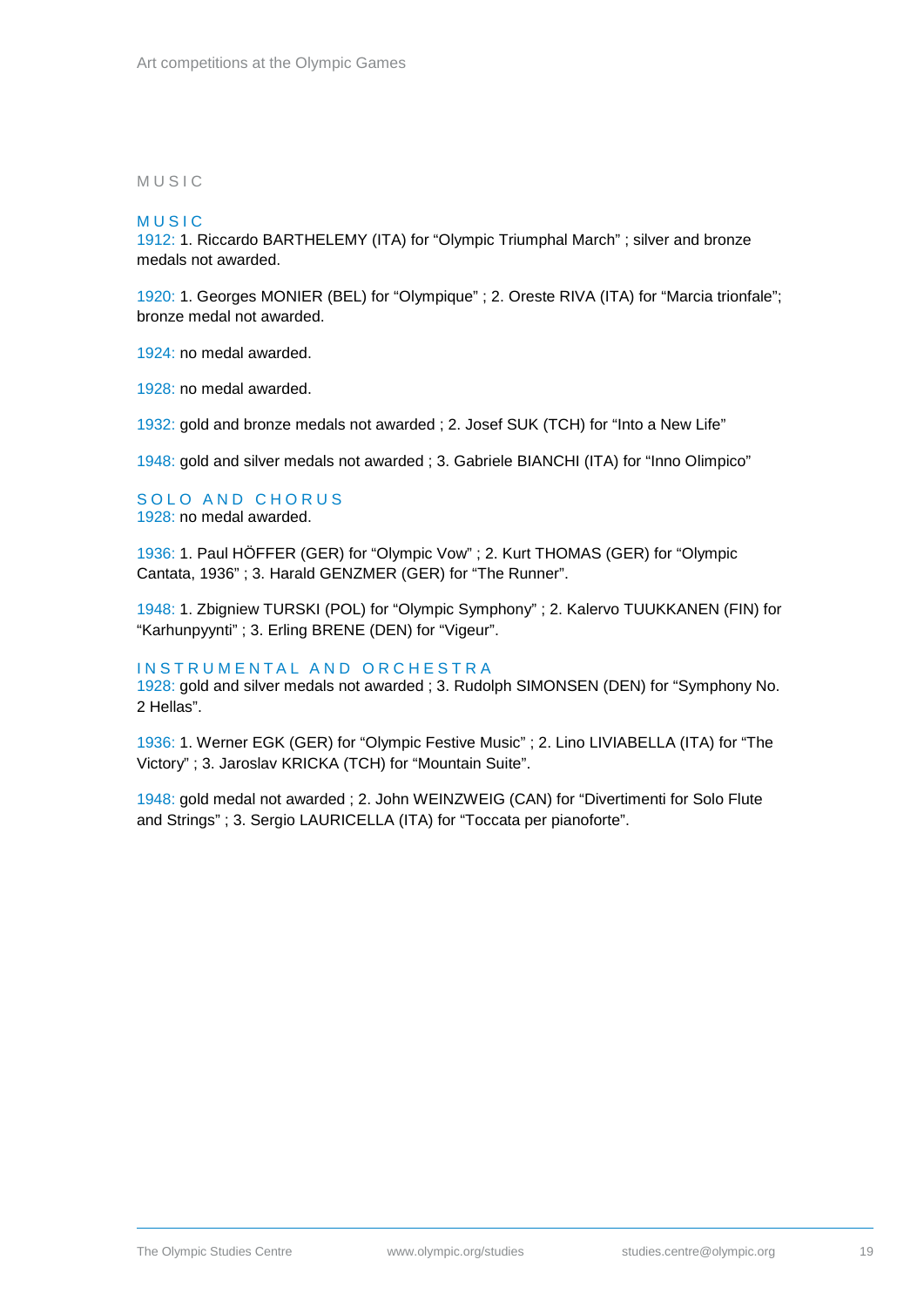# MUSIC

## MUSIC

1912: 1. Riccardo BARTHELEMY (ITA) for “Olympic Triumphal March” ; silver and bronze medals not awarded.

1920: 1. Georges MONIER (BEL) for “Olympique” ; 2. Oreste RIVA (ITA) for “Marcia trionfale”; bronze medal not awarded.

1924: no medal awarded.

1928: no medal awarded.

1932: gold and bronze medals not awarded ; 2. Josef SUK (TCH) for “Into a New Life”

1948: gold and silver medals not awarded ; 3. Gabriele BIANCHI (ITA) for “Inno Olimpico”

## SOLO AND CHORUS

1928: no medal awarded.

1936: 1. Paul HÖFFER (GER) for “Olympic Vow” ; 2. Kurt THOMAS (GER) for “Olympic Cantata, 1936” ; 3. Harald GENZMER (GER) for “The Runner”.

1948: 1. Zbigniew TURSKI (POL) for “Olympic Symphony” ; 2. Kalervo TUUKKANEN (FIN) for “Karhunpyynti” ; 3. Erling BRENE (DEN) for “Vigeur”.

## INSTRUMENTAL AND ORCHESTRA

1928: gold and silver medals not awarded ; 3. Rudolph SIMONSEN (DEN) for “Symphony No. 2 Hellas”.

1936: 1. Werner EGK (GER) for “Olympic Festive Music” ; 2. Lino LIVIABELLA (ITA) for “The Victory” ; 3. Jaroslav KRICKA (TCH) for “Mountain Suite”.

1948: gold medal not awarded ; 2. John WEINZWEIG (CAN) for “Divertimenti for Solo Flute and Strings” ; 3. Sergio LAURICELLA (ITA) for “Toccata per pianoforte”.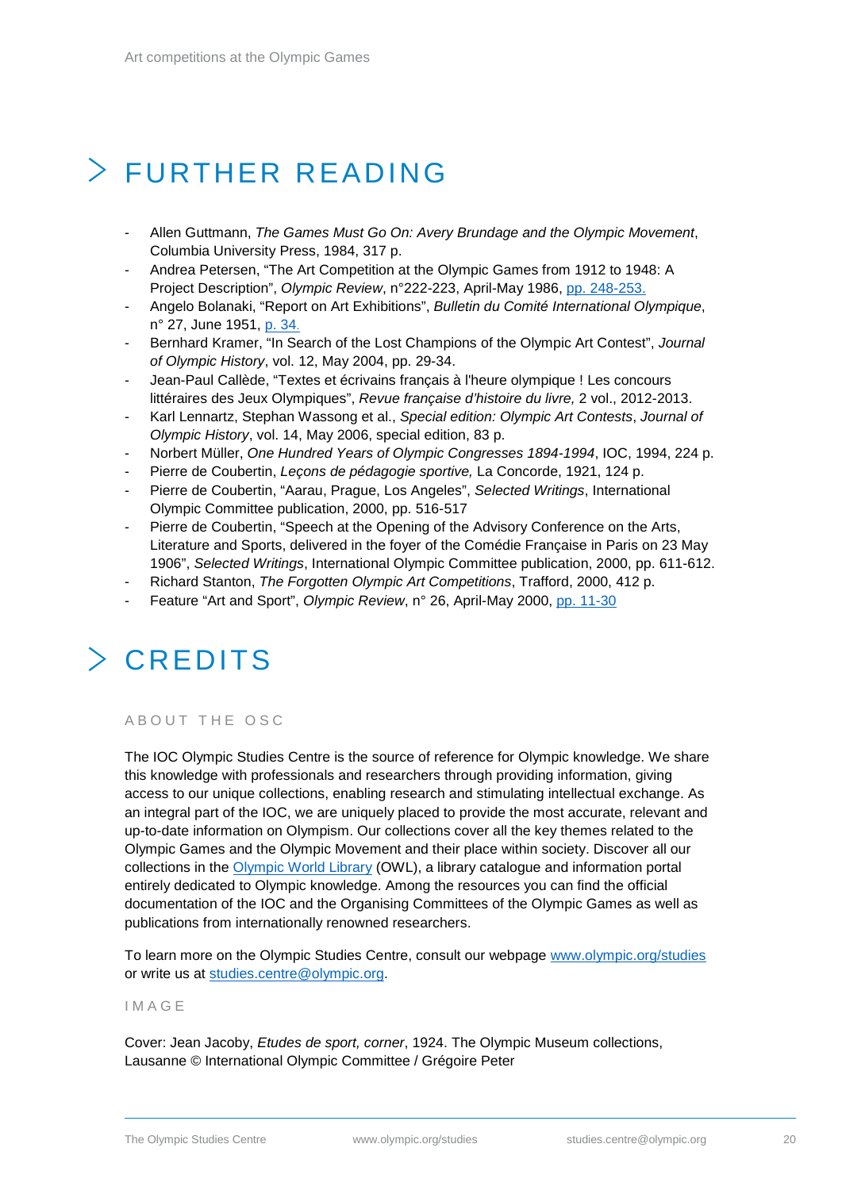# FURTHER READING

- Allen Guttmann, *The Games Must Go On: Avery Brundage and the Olympic Movement*, Columbia University Press, 1984, 317 p.
- Andrea Petersen, "The Art Competition at the Olympic Games from 1912 to 1948: A Project Description", *Olympic Review*, n°222-223, April-May 1986, pp. 248-253.
- Angelo Bolanaki, "Report on Art Exhibitions", *Bulletin du Comité International Olympique*, n° 27, June 1951, p. 34.
- Bernhard Kramer, "In Search of the Lost Champions of the Olympic Art Contest", *Journal of Olympic History*, vol. 12, May 2004, pp. 29-34.
- Jean-Paul Callède, "Textes et écrivains français à l'heure olympique ! Les concours littéraires des Jeux Olympiques", *Revue française d'histoire du livre,* 2 vol., 2012-2013.
- Karl Lennartz, Stephan Wassong et al., *Special edition: Olympic Art Contests*, *Journal of Olympic History*, vol. 14, May 2006, special edition, 83 p.
- Norbert Müller, *One Hundred Years of Olympic Congresses 1894-1994*, IOC, 1994, 224 p.
- Pierre de Coubertin, *Leçons de pédagogie sportive,* La Concorde, 1921, 124 p.
- Pierre de Coubertin, "Aarau, Prague, Los Angeles", *Selected Writings*, International Olympic Committee publication, 2000, pp. 516-517
- Pierre de Coubertin, "Speech at the Opening of the Advisory Conference on the Arts, Literature and Sports, delivered in the foyer of the Comédie Française in Paris on 23 May 1906", *Selected Writings*, International Olympic Committee publication, 2000, pp. 611-612.
- Richard Stanton, *The Forgotten Olympic Art Competitions*, Trafford, 2000, 412 p.
- Feature "Art and Sport", *Olympic Review*, n° 26, April-May 2000, pp. 11-30

# CREDITS

## ABOUT THE OSC

The IOC Olympic Studies Centre is the source of reference for Olympic knowledge. We share this knowledge with professionals and researchers through providing information, giving access to our unique collections, enabling research and stimulating intellectual exchange. As an integral part of the IOC, we are uniquely placed to provide the most accurate, relevant and up-to-date information on Olympism. Our collections cover all the key themes related to the Olympic Games and the Olympic Movement and their place within society. Discover all our collections in the Olympic World Library (OWL), a library catalogue and information portal entirely dedicated to Olympic knowledge. Among the resources you can find the official documentation of the IOC and the Organising Committees of the Olympic Games as well as publications from internationally renowned researchers.

To learn more on the Olympic Studies Centre, consult our webpage www.olympic.org/studies or write us at studies.centre@olympic.org.

## IMAGE

Cover: Jean Jacoby, *Etudes de sport, corner*, 1924. The Olympic Museum collections, Lausanne © International Olympic Committee / Grégoire Peter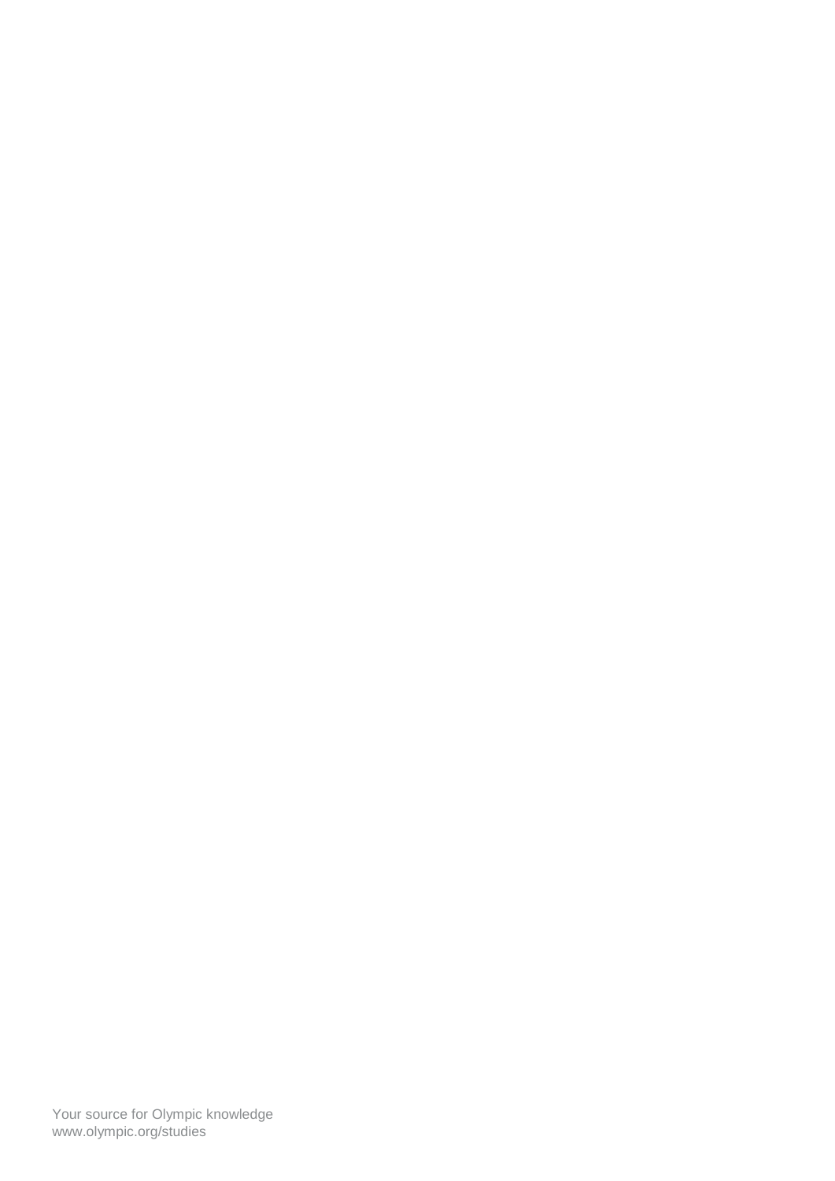Your source for Olympic knowledge
www.olympic.org/studies